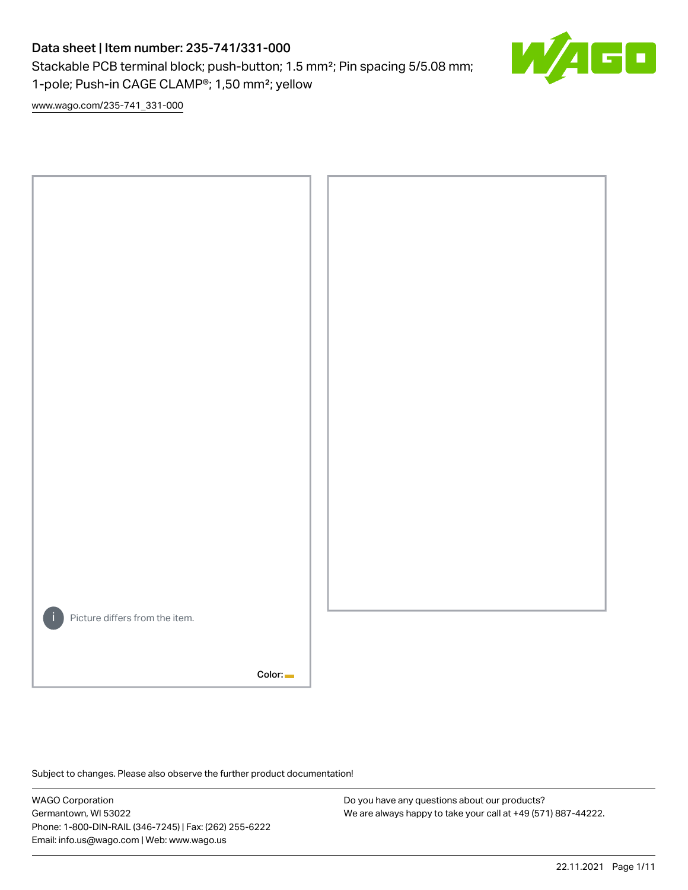# Data sheet | Item number: 235-741/331-000

Stackable PCB terminal block; push-button; 1.5 mm²; Pin spacing 5/5.08 mm; 1-pole; Push-in CAGE CLAMP®; 1,50 mm²; yellow

www.wago.com/235-741_331-000

Picture differs from the item.

Color:

Subject to changes. Please also observe the further product documentation!

WAGO Corporation
Germantown, WI 53022
Phone: 1-800-DIN-RAIL (346-7245) | Fax: (262) 255-6222
Email: info.us@wago.com | Web: www.wago.us

Do you have any questions about our products?
We are always happy to take your call at +49 (571) 887-44222.

22.11.2021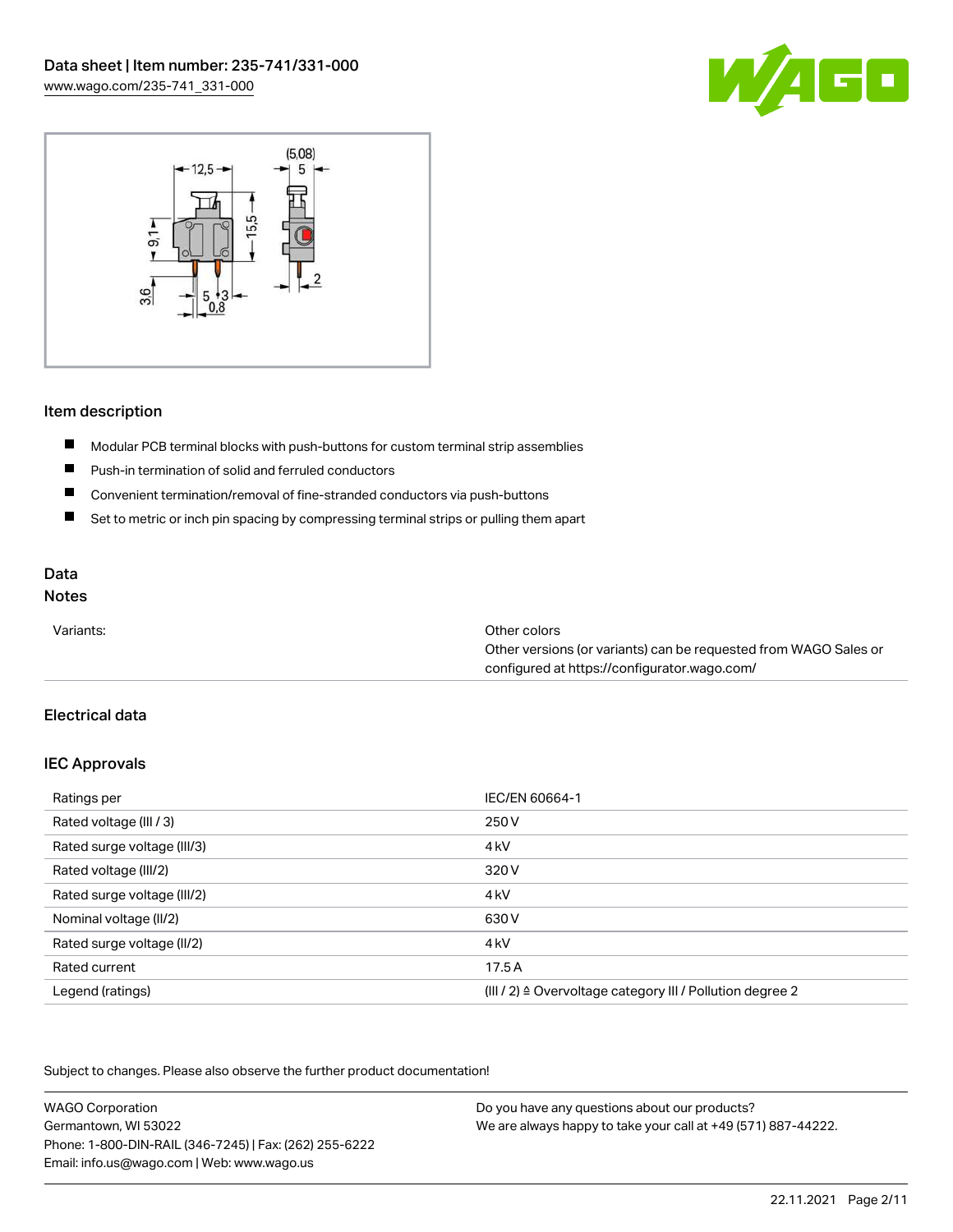## Item description

- Modular PCB terminal blocks with push-buttons for custom terminal strip assemblies
- Push-in termination of solid and ferruled conductors
- Convenient termination/removal of fine-stranded conductors via push-buttons
- Set to metric or inch pin spacing by compressing terminal strips or pulling them apart

## Data

### Notes

| | |
|---|---|
| Variants: | Other colors<br>Other versions (or variants) can be requested from WAGO Sales or configured at https://configurator.wago.com/ |

### Electrical data

### IEC Approvals

| | |
|---|---|
| Ratings per | IEC/EN 60664-1 |
| Rated voltage (III / 3) | 250 V |
| Rated surge voltage (III/3) | 4 kV |
| Rated voltage (III/2) | 320 V |
| Rated surge voltage (III/2) | 4 kV |
| Nominal voltage (II/2) | 630 V |
| Rated surge voltage (II/2) | 4 kV |
| Rated current | 17.5 A |
| Legend (ratings) | (III / 2) ≙ Overvoltage category III / Pollution degree 2 |

Subject to changes. Please also observe the further product documentation!

WAGO Corporation
Germantown, WI 53022
Phone: 1-800-DIN-RAIL (346-7245) | Fax: (262) 255-6222
Email: info.us@wago.com | Web: www.wago.us

Do you have any questions about our products?
We are always happy to take your call at +49 (571) 887-44222.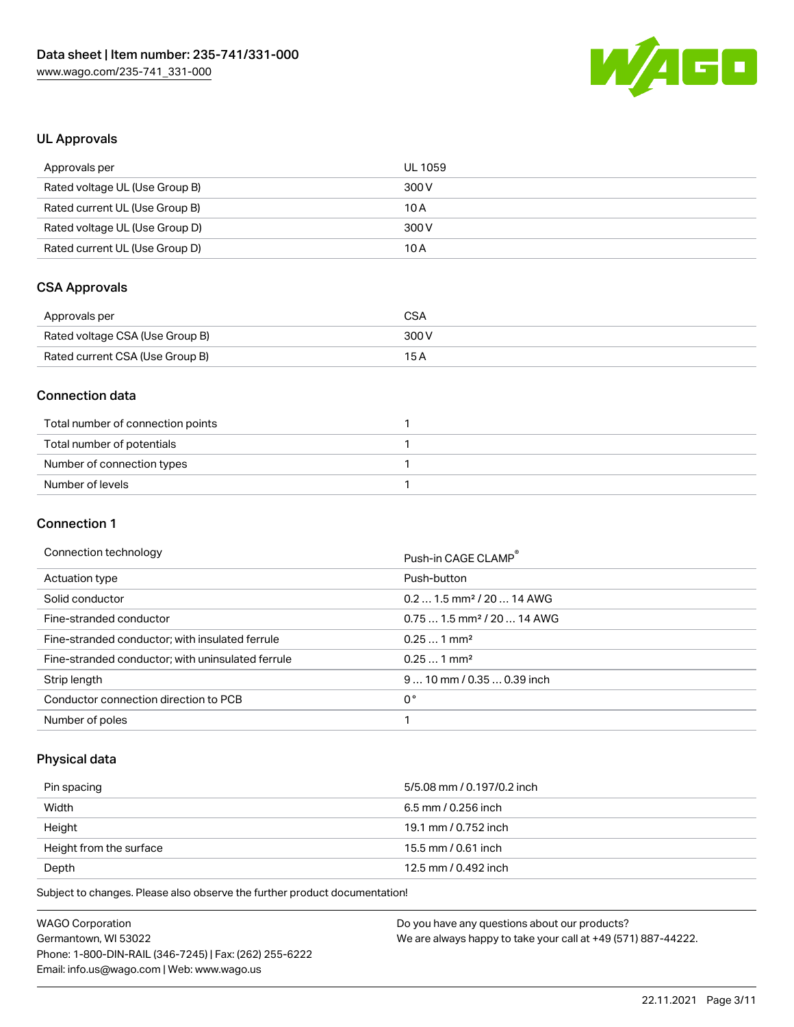## UL Approvals

| Approvals per | UL 1059 |
|---|---|
| Rated voltage UL (Use Group B) | 300 V |
| Rated current UL (Use Group B) | 10 A |
| Rated voltage UL (Use Group D) | 300 V |
| Rated current UL (Use Group D) | 10 A |

## CSA Approvals

| Approvals per | CSA |
|---|---|
| Rated voltage CSA (Use Group B) | 300 V |
| Rated current CSA (Use Group B) | 15 A |

## Connection data

| Total number of connection points | 1 |
|---|---|
| Total number of potentials | 1 |
| Number of connection types | 1 |
| Number of levels | 1 |

## Connection 1

| Connection technology | Push-in CAGE CLAMP® |
|---|---|
| Actuation type | Push-button |
| Solid conductor | 0.2 … 1.5 mm² / 20 … 14 AWG |
| Fine-stranded conductor | 0.75 … 1.5 mm² / 20 … 14 AWG |
| Fine-stranded conductor; with insulated ferrule | 0.25 … 1 mm² |
| Fine-stranded conductor; with uninsulated ferrule | 0.25 … 1 mm² |
| Strip length | 9 … 10 mm / 0.35 … 0.39 inch |
| Conductor connection direction to PCB | 0 ° |
| Number of poles | 1 |

## Physical data

| Pin spacing | 5/5.08 mm / 0.197/0.2 inch |
|---|---|
| Width | 6.5 mm / 0.256 inch |
| Height | 19.1 mm / 0.752 inch |
| Height from the surface | 15.5 mm / 0.61 inch |
| Depth | 12.5 mm / 0.492 inch |

Subject to changes. Please also observe the further product documentation!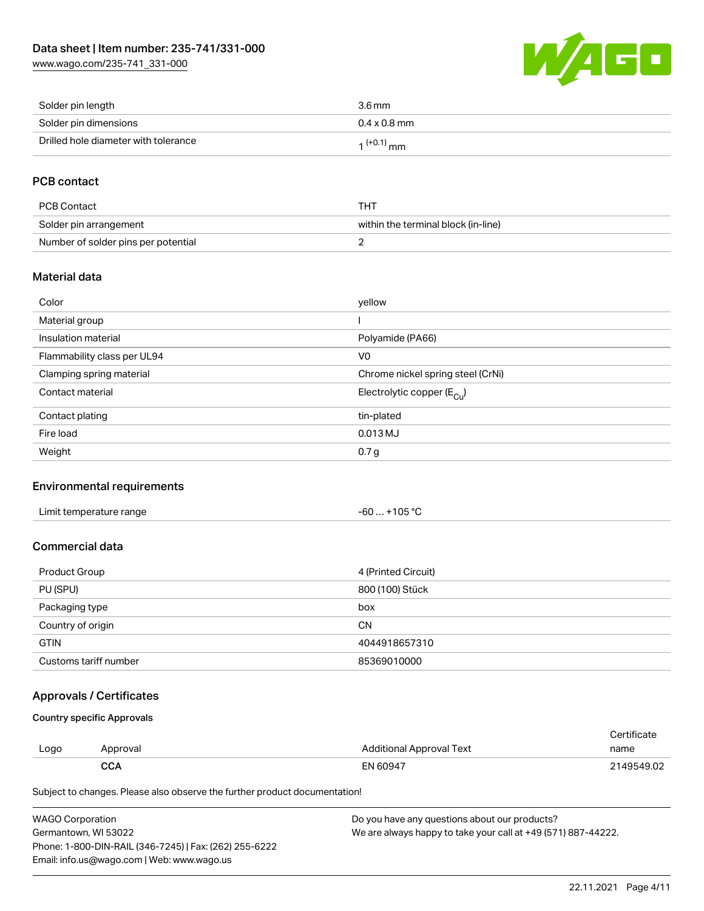| | |
|---|---|
| Solder pin length | 3.6 mm |
| Solder pin dimensions | 0.4 x 0.8 mm |
| Drilled hole diameter with tolerance | $1^{(+0.1)}$ mm |

## PCB contact

| | |
|---|---|
| PCB Contact | THT |
| Solder pin arrangement | within the terminal block (in-line) |
| Number of solder pins per potential | 2 |

## Material data

| | |
|---|---|
| Color | yellow |
| Material group | I |
| Insulation material | Polyamide (PA66) |
| Flammability class per UL94 | V0 |
| Clamping spring material | Chrome nickel spring steel (CrNi) |
| Contact material | Electrolytic copper ($E_{Cu}$) |
| Contact plating | tin-plated |
| Fire load | 0.013 MJ |
| Weight | 0.7 g |

## Environmental requirements

| | |
|---|---|
| Limit temperature range | -60 … +105 °C |

## Commercial data

| | |
|---|---|
| Product Group | 4 (Printed Circuit) |
| PU (SPU) | 800 (100) Stück |
| Packaging type | box |
| Country of origin | CN |
| GTIN | 4044918657310 |
| Customs tariff number | 85369010000 |

## Approvals / Certificates

### Country specific Approvals

| Logo | Approval | Additional Approval Text | Certificate name |
|---|---|---|---|
| | **CCA** | EN 60947 | 2149549.02 |

Subject to changes. Please also observe the further product documentation!

WAGO Corporation
Germantown, WI 53022
Phone: 1-800-DIN-RAIL (346-7245) | Fax: (262) 255-6222
Email: info.us@wago.com | Web: www.wago.us

Do you have any questions about our products?
We are always happy to take your call at +49 (571) 887-44222.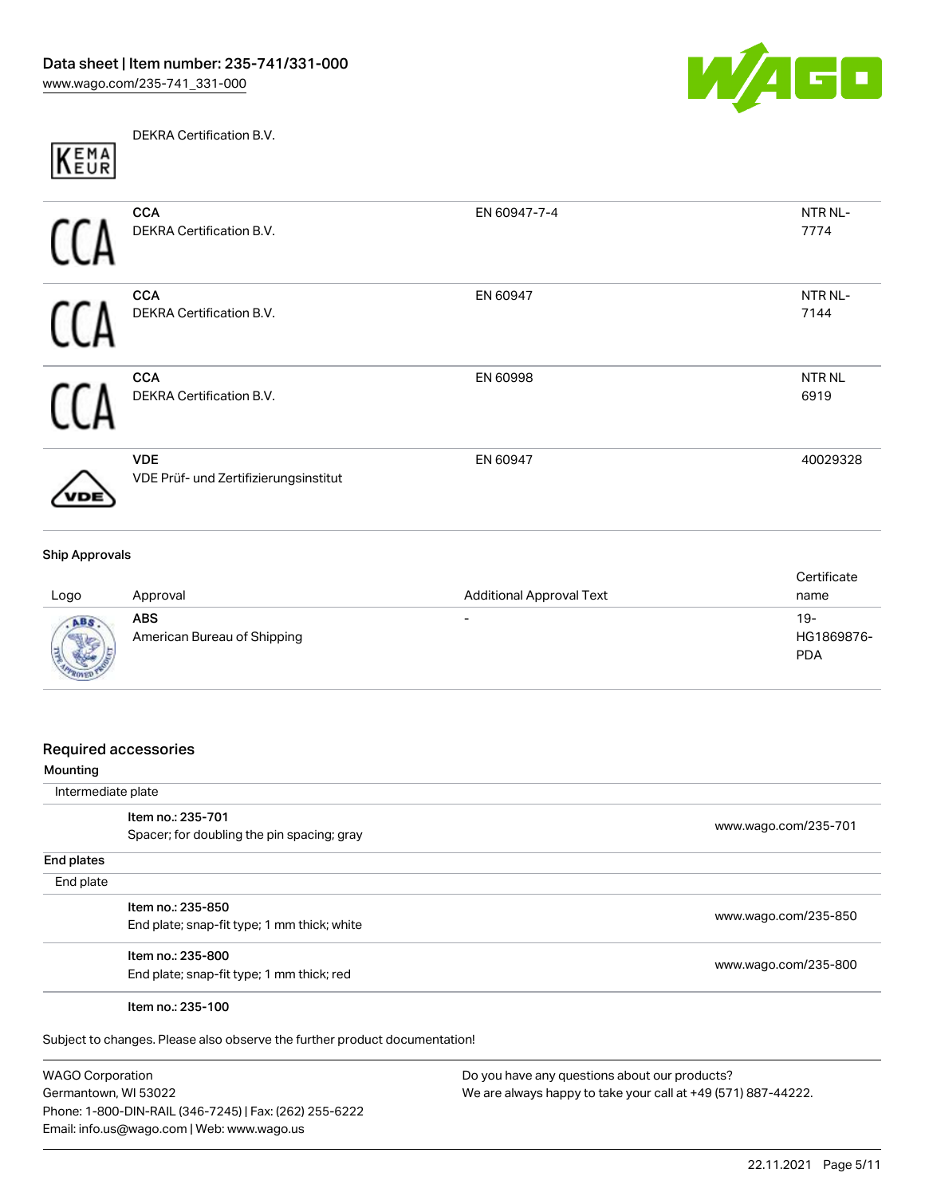| Logo | Approval | Additional Approval Text | Certificate name |
| --- | --- | --- | --- |
| | DEKRA Certification B.V. | | |
| | **CCA** DEKRA Certification B.V. | EN 60947-7-4 | NTR NL-7774 |
| | **CCA** DEKRA Certification B.V. | EN 60947 | NTR NL-7144 |
| | **CCA** DEKRA Certification B.V. | EN 60998 | NTR NL 6919 |
| | **VDE** VDE Prüf- und Zertifizierungsinstitut | EN 60947 | 40029328 |

#### Ship Approvals

| Logo | Approval | Additional Approval Text | Certificate name |
| --- | --- | --- | --- |
| | **ABS** American Bureau of Shipping | - | 19-HG1869876-PDA |

## Required accessories

### Mounting

Intermediate plate

| | |
| --- | --- |
| **Item no.: 235-701** Spacer; for doubling the pin spacing; gray | www.wago.com/235-701 |

### End plates

End plate

| | |
| --- | --- |
| **Item no.: 235-850** End plate; snap-fit type; 1 mm thick; white | www.wago.com/235-850 |
| **Item no.: 235-800** End plate; snap-fit type; 1 mm thick; red | www.wago.com/235-800 |
| **Item no.: 235-100** | |

Subject to changes. Please also observe the further product documentation!

WAGO Corporation
Germantown, WI 53022
Phone: 1-800-DIN-RAIL (346-7245) | Fax: (262) 255-6222
Email: info.us@wago.com | Web: www.wago.us

Do you have any questions about our products?
We are always happy to take your call at +49 (571) 887-44222.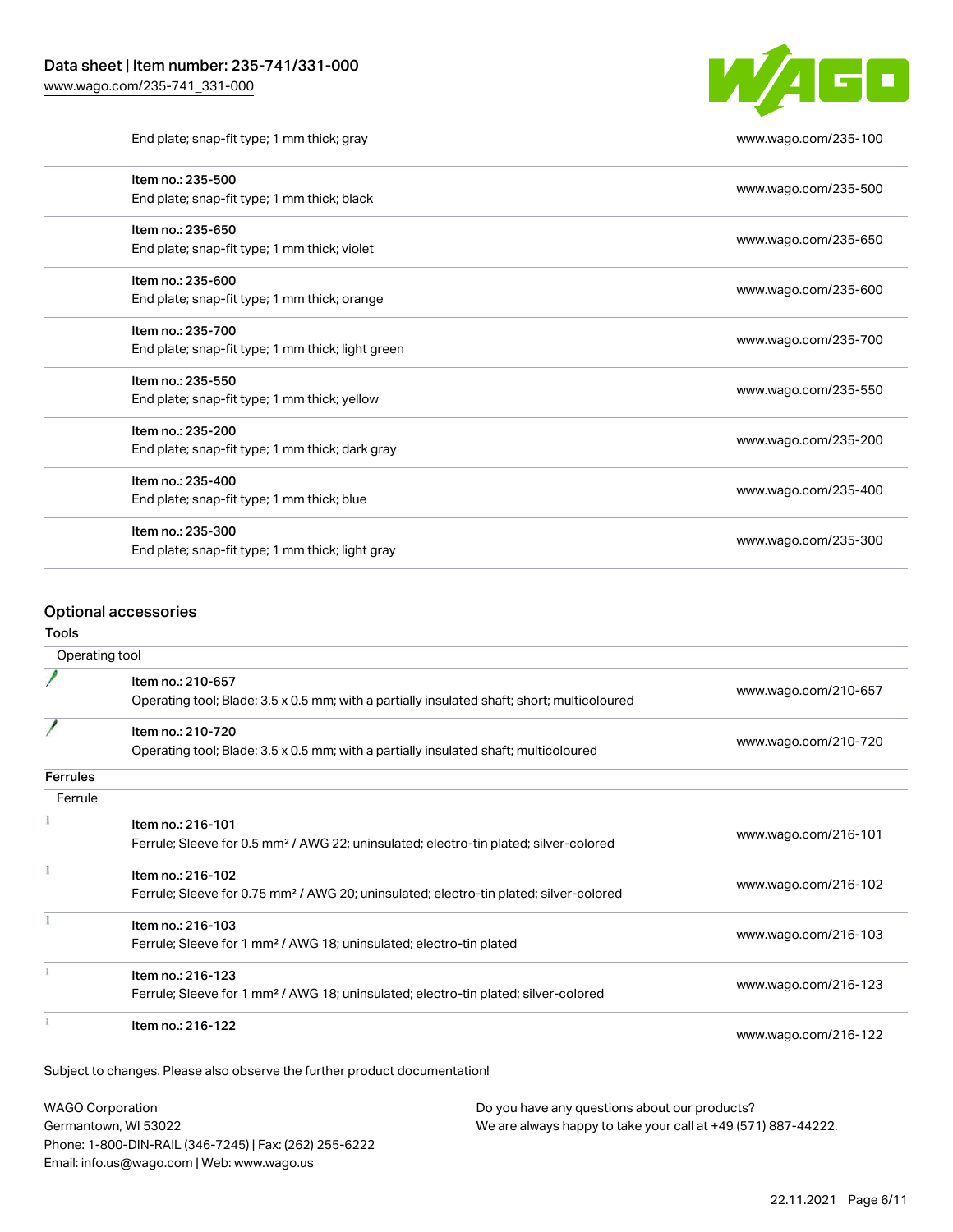| | |
|---|---|
| End plate; snap-fit type; 1 mm thick; gray | www.wago.com/235-100 |
| Item no.: 235-500<br>End plate; snap-fit type; 1 mm thick; black | www.wago.com/235-500 |
| Item no.: 235-650<br>End plate; snap-fit type; 1 mm thick; violet | www.wago.com/235-650 |
| Item no.: 235-600<br>End plate; snap-fit type; 1 mm thick; orange | www.wago.com/235-600 |
| Item no.: 235-700<br>End plate; snap-fit type; 1 mm thick; light green | www.wago.com/235-700 |
| Item no.: 235-550<br>End plate; snap-fit type; 1 mm thick; yellow | www.wago.com/235-550 |
| Item no.: 235-200<br>End plate; snap-fit type; 1 mm thick; dark gray | www.wago.com/235-200 |
| Item no.: 235-400<br>End plate; snap-fit type; 1 mm thick; blue | www.wago.com/235-400 |
| Item no.: 235-300<br>End plate; snap-fit type; 1 mm thick; light gray | www.wago.com/235-300 |

## Optional accessories

**Tools**

Operating tool

| | |
|---|---|
| Item no.: 210-657<br>Operating tool; Blade: 3.5 x 0.5 mm; with a partially insulated shaft; short; multicoloured | www.wago.com/210-657 |
| Item no.: 210-720<br>Operating tool; Blade: 3.5 x 0.5 mm; with a partially insulated shaft; multicoloured | www.wago.com/210-720 |

**Ferrules**

Ferrule

| | |
|---|---|
| Item no.: 216-101<br>Ferrule; Sleeve for 0.5 mm² / AWG 22; uninsulated; electro-tin plated; silver-colored | www.wago.com/216-101 |
| Item no.: 216-102<br>Ferrule; Sleeve for 0.75 mm² / AWG 20; uninsulated; electro-tin plated; silver-colored | www.wago.com/216-102 |
| Item no.: 216-103<br>Ferrule; Sleeve for 1 mm² / AWG 18; uninsulated; electro-tin plated | www.wago.com/216-103 |
| Item no.: 216-123<br>Ferrule; Sleeve for 1 mm² / AWG 18; uninsulated; electro-tin plated; silver-colored | www.wago.com/216-123 |
| Item no.: 216-122 | www.wago.com/216-122 |

Subject to changes. Please also observe the further product documentation!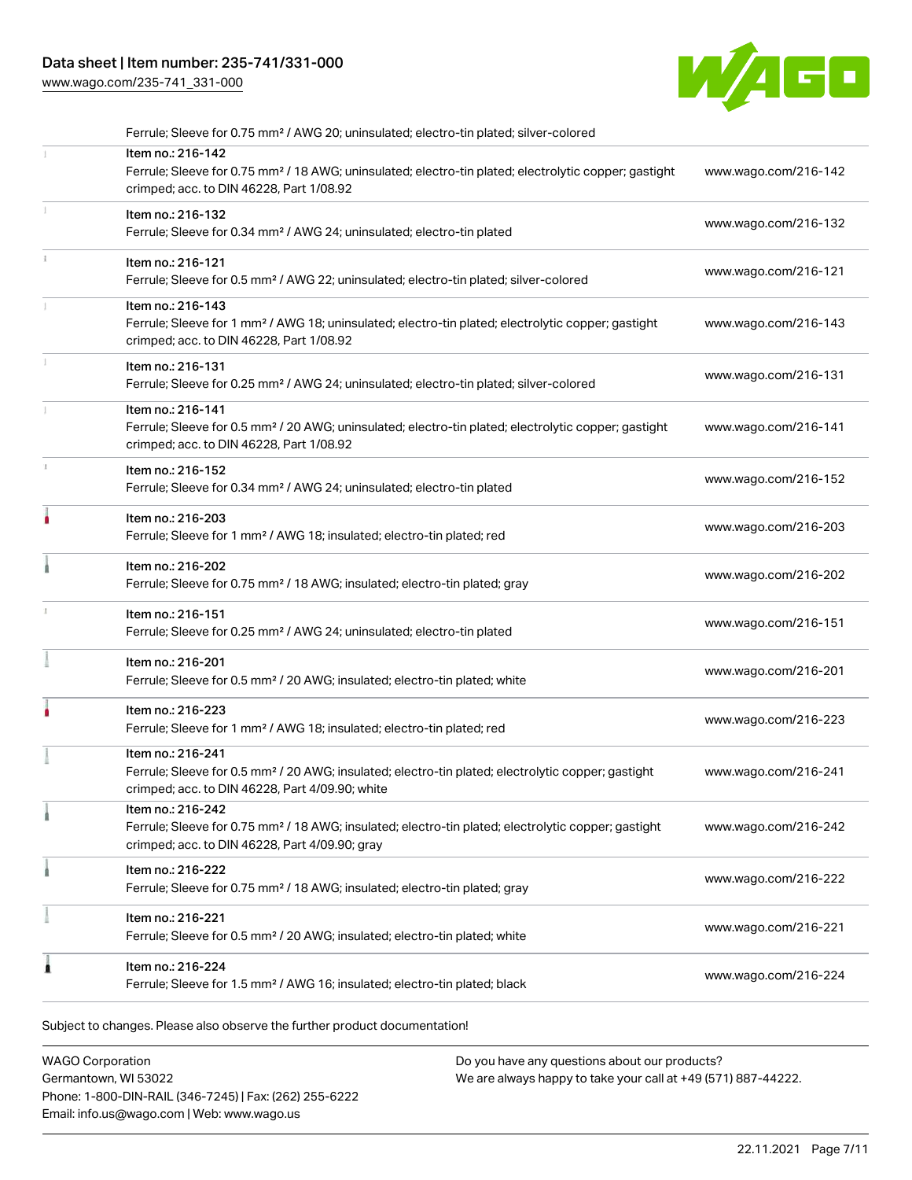Ferrule; Sleeve for 0.75 mm² / AWG 20; uninsulated; electro-tin plated; silver-colored

| | | |
|---|---|---|
| | Item no.: 216-142<br>Ferrule; Sleeve for 0.75 mm² / 18 AWG; uninsulated; electro-tin plated; electrolytic copper; gastight crimped; acc. to DIN 46228, Part 1/08.92 | www.wago.com/216-142 |
| | Item no.: 216-132<br>Ferrule; Sleeve for 0.34 mm² / AWG 24; uninsulated; electro-tin plated | www.wago.com/216-132 |
| | Item no.: 216-121<br>Ferrule; Sleeve for 0.5 mm² / AWG 22; uninsulated; electro-tin plated; silver-colored | www.wago.com/216-121 |
| | Item no.: 216-143<br>Ferrule; Sleeve for 1 mm² / AWG 18; uninsulated; electro-tin plated; electrolytic copper; gastight crimped; acc. to DIN 46228, Part 1/08.92 | www.wago.com/216-143 |
| | Item no.: 216-131<br>Ferrule; Sleeve for 0.25 mm² / AWG 24; uninsulated; electro-tin plated; silver-colored | www.wago.com/216-131 |
| | Item no.: 216-141<br>Ferrule; Sleeve for 0.5 mm² / 20 AWG; uninsulated; electro-tin plated; electrolytic copper; gastight crimped; acc. to DIN 46228, Part 1/08.92 | www.wago.com/216-141 |
| | Item no.: 216-152<br>Ferrule; Sleeve for 0.34 mm² / AWG 24; uninsulated; electro-tin plated | www.wago.com/216-152 |
| | Item no.: 216-203<br>Ferrule; Sleeve for 1 mm² / AWG 18; insulated; electro-tin plated; red | www.wago.com/216-203 |
| | Item no.: 216-202<br>Ferrule; Sleeve for 0.75 mm² / 18 AWG; insulated; electro-tin plated; gray | www.wago.com/216-202 |
| | Item no.: 216-151<br>Ferrule; Sleeve for 0.25 mm² / AWG 24; uninsulated; electro-tin plated | www.wago.com/216-151 |
| | Item no.: 216-201<br>Ferrule; Sleeve for 0.5 mm² / 20 AWG; insulated; electro-tin plated; white | www.wago.com/216-201 |
| | Item no.: 216-223<br>Ferrule; Sleeve for 1 mm² / AWG 18; insulated; electro-tin plated; red | www.wago.com/216-223 |
| | Item no.: 216-241<br>Ferrule; Sleeve for 0.5 mm² / 20 AWG; insulated; electro-tin plated; electrolytic copper; gastight crimped; acc. to DIN 46228, Part 4/09.90; white | www.wago.com/216-241 |
| | Item no.: 216-242<br>Ferrule; Sleeve for 0.75 mm² / 18 AWG; insulated; electro-tin plated; electrolytic copper; gastight crimped; acc. to DIN 46228, Part 4/09.90; gray | www.wago.com/216-242 |
| | Item no.: 216-222<br>Ferrule; Sleeve for 0.75 mm² / 18 AWG; insulated; electro-tin plated; gray | www.wago.com/216-222 |
| | Item no.: 216-221<br>Ferrule; Sleeve for 0.5 mm² / 20 AWG; insulated; electro-tin plated; white | www.wago.com/216-221 |
| | Item no.: 216-224<br>Ferrule; Sleeve for 1.5 mm² / AWG 16; insulated; electro-tin plated; black | www.wago.com/216-224 |

Subject to changes. Please also observe the further product documentation!

WAGO Corporation
Germantown, WI 53022
Phone: 1-800-DIN-RAIL (346-7245) | Fax: (262) 255-6222
Email: info.us@wago.com | Web: www.wago.us

Do you have any questions about our products?
We are always happy to take your call at +49 (571) 887-44222.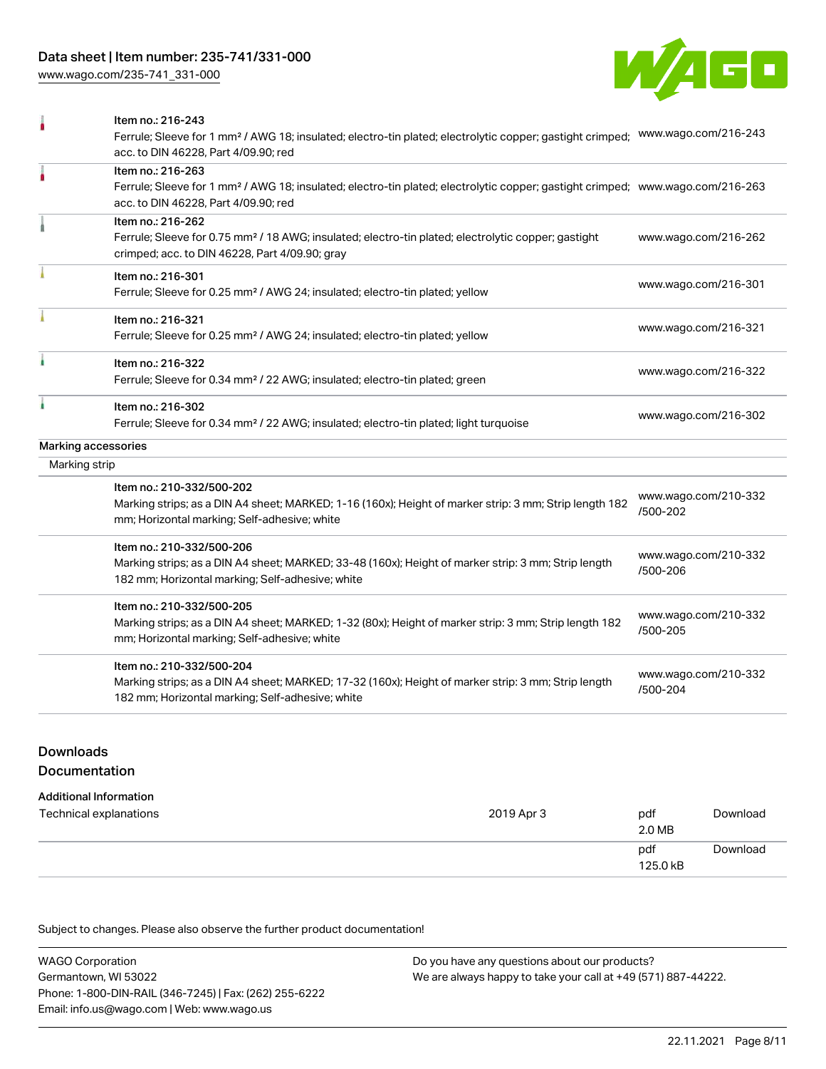| Item | Link |
| --- | --- |
| Item no.: 216-243<br>Ferrule; Sleeve for 1 mm² / AWG 18; insulated; electro-tin plated; electrolytic copper; gastight crimped; acc. to DIN 46228, Part 4/09.90; red | www.wago.com/216-243 |
| Item no.: 216-263<br>Ferrule; Sleeve for 1 mm² / AWG 18; insulated; electro-tin plated; electrolytic copper; gastight crimped; acc. to DIN 46228, Part 4/09.90; red | www.wago.com/216-263 |
| Item no.: 216-262<br>Ferrule; Sleeve for 0.75 mm² / 18 AWG; insulated; electro-tin plated; electrolytic copper; gastight crimped; acc. to DIN 46228, Part 4/09.90; gray | www.wago.com/216-262 |
| Item no.: 216-301<br>Ferrule; Sleeve for 0.25 mm² / AWG 24; insulated; electro-tin plated; yellow | www.wago.com/216-301 |
| Item no.: 216-321<br>Ferrule; Sleeve for 0.25 mm² / AWG 24; insulated; electro-tin plated; yellow | www.wago.com/216-321 |
| Item no.: 216-322<br>Ferrule; Sleeve for 0.34 mm² / 22 AWG; insulated; electro-tin plated; green | www.wago.com/216-322 |
| Item no.: 216-302<br>Ferrule; Sleeve for 0.34 mm² / 22 AWG; insulated; electro-tin plated; light turquoise | www.wago.com/216-302 |

## Marking accessories

### Marking strip

| Item | Link |
| --- | --- |
| Item no.: 210-332/500-202<br>Marking strips; as a DIN A4 sheet; MARKED; 1-16 (160x); Height of marker strip: 3 mm; Strip length 182 mm; Horizontal marking; Self-adhesive; white | www.wago.com/210-332/500-202 |
| Item no.: 210-332/500-206<br>Marking strips; as a DIN A4 sheet; MARKED; 33-48 (160x); Height of marker strip: 3 mm; Strip length 182 mm; Horizontal marking; Self-adhesive; white | www.wago.com/210-332/500-206 |
| Item no.: 210-332/500-205<br>Marking strips; as a DIN A4 sheet; MARKED; 1-32 (80x); Height of marker strip: 3 mm; Strip length 182 mm; Horizontal marking; Self-adhesive; white | www.wago.com/210-332/500-205 |
| Item no.: 210-332/500-204<br>Marking strips; as a DIN A4 sheet; MARKED; 17-32 (160x); Height of marker strip: 3 mm; Strip length 182 mm; Horizontal marking; Self-adhesive; white | www.wago.com/210-332/500-204 |

## Downloads

### Documentation

#### Additional Information

| Document | Date | Format | Link |
| --- | --- | --- | --- |
| Technical explanations | 2019 Apr 3 | pdf<br>2.0 MB | Download |
| | | pdf<br>125.0 kB | Download |

Subject to changes. Please also observe the further product documentation!

WAGO Corporation
Germantown, WI 53022
Phone: 1-800-DIN-RAIL (346-7245) | Fax: (262) 255-6222
Email: info.us@wago.com | Web: www.wago.us

Do you have any questions about our products?
We are always happy to take your call at +49 (571) 887-44222.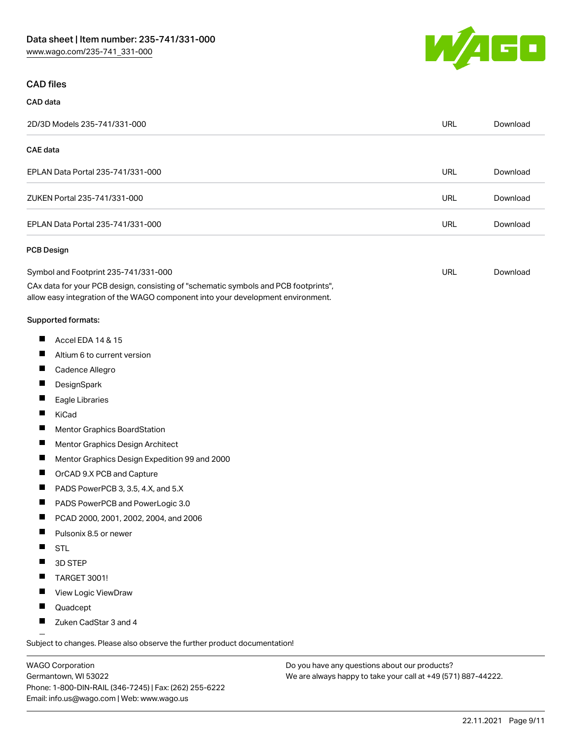## CAD files

### CAD data

| 2D/3D Models 235-741/331-000 | URL | Download |
| --- | --- | --- |

### CAE data

| EPLAN Data Portal 235-741/331-000 | URL | Download |
| --- | --- | --- |
| ZUKEN Portal 235-741/331-000 | URL | Download |
| EPLAN Data Portal 235-741/331-000 | URL | Download |

### PCB Design

| Symbol and Footprint 235-741/331-000 | URL | Download |
| --- | --- | --- |

CAx data for your PCB design, consisting of "schematic symbols and PCB footprints", allow easy integration of the WAGO component into your development environment.

Supported formats:

- Accel EDA 14 & 15
- Altium 6 to current version
- Cadence Allegro
- DesignSpark
- Eagle Libraries
- KiCad
- Mentor Graphics BoardStation
- Mentor Graphics Design Architect
- Mentor Graphics Design Expedition 99 and 2000
- OrCAD 9.X PCB and Capture
- PADS PowerPCB 3, 3.5, 4.X, and 5.X
- PADS PowerPCB and PowerLogic 3.0
- PCAD 2000, 2001, 2002, 2004, and 2006
- Pulsonix 8.5 or newer
- STL
- 3D STEP
- TARGET 3001!
- View Logic ViewDraw
- Quadcept
- Zuken CadStar 3 and 4

Subject to changes. Please also observe the further product documentation!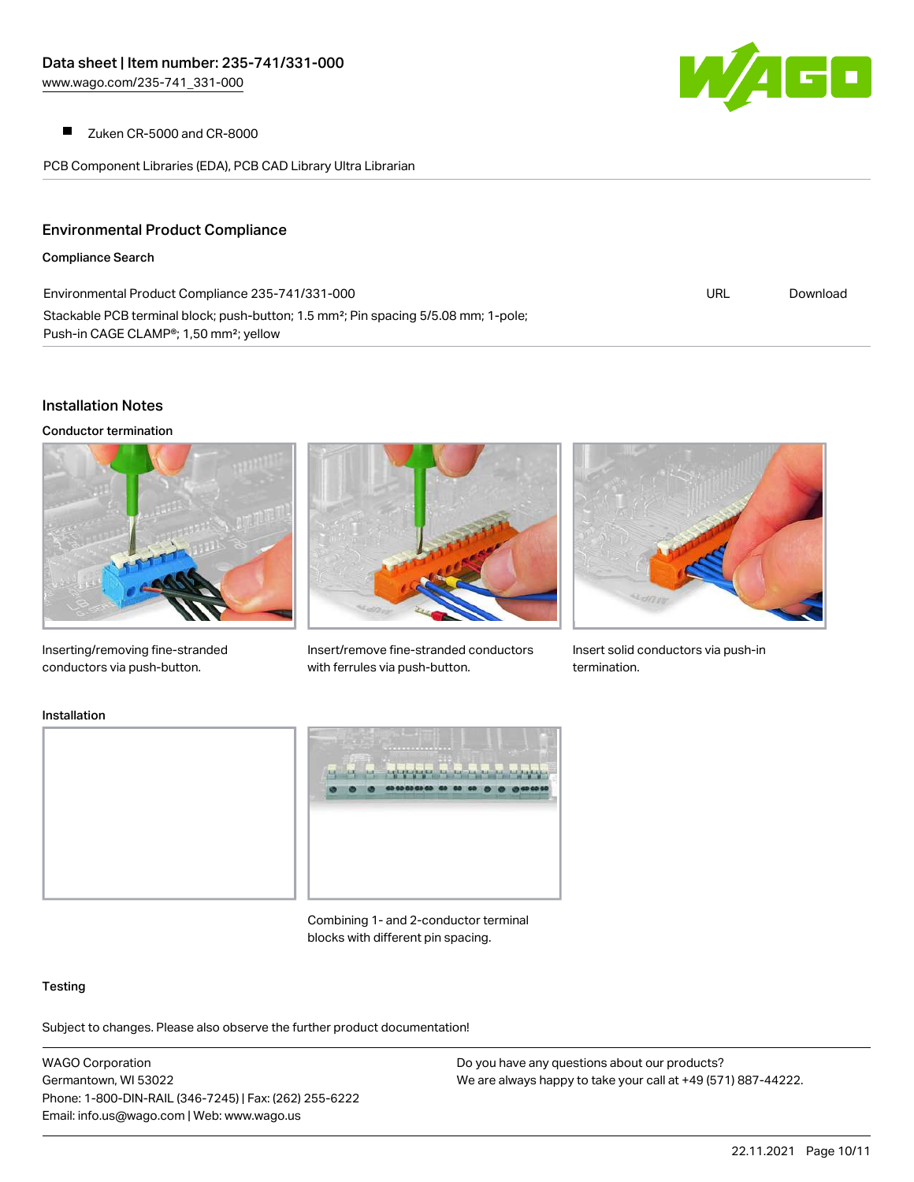- Zuken CR-5000 and CR-8000

PCB Component Libraries (EDA), PCB CAD Library Ultra Librarian

## Environmental Product Compliance

### Compliance Search

| Environmental Product Compliance 235-741/331-000 | URL | Download |
| --- | --- | --- |
| Stackable PCB terminal block; push-button; 1.5 mm²; Pin spacing 5/5.08 mm; 1-pole; Push-in CAGE CLAMP®; 1,50 mm²; yellow | | |

## Installation Notes

### Conductor termination

Inserting/removing fine-stranded conductors via push-button.

Insert/remove fine-stranded conductors with ferrules via push-button.

Insert solid conductors via push-in termination.

### Installation

Combining 1- and 2-conductor terminal blocks with different pin spacing.

### Testing

Subject to changes. Please also observe the further product documentation!

WAGO Corporation
Germantown, WI 53022
Phone: 1-800-DIN-RAIL (346-7245) | Fax: (262) 255-6222
Email: info.us@wago.com | Web: www.wago.us

Do you have any questions about our products?
We are always happy to take your call at +49 (571) 887-44222.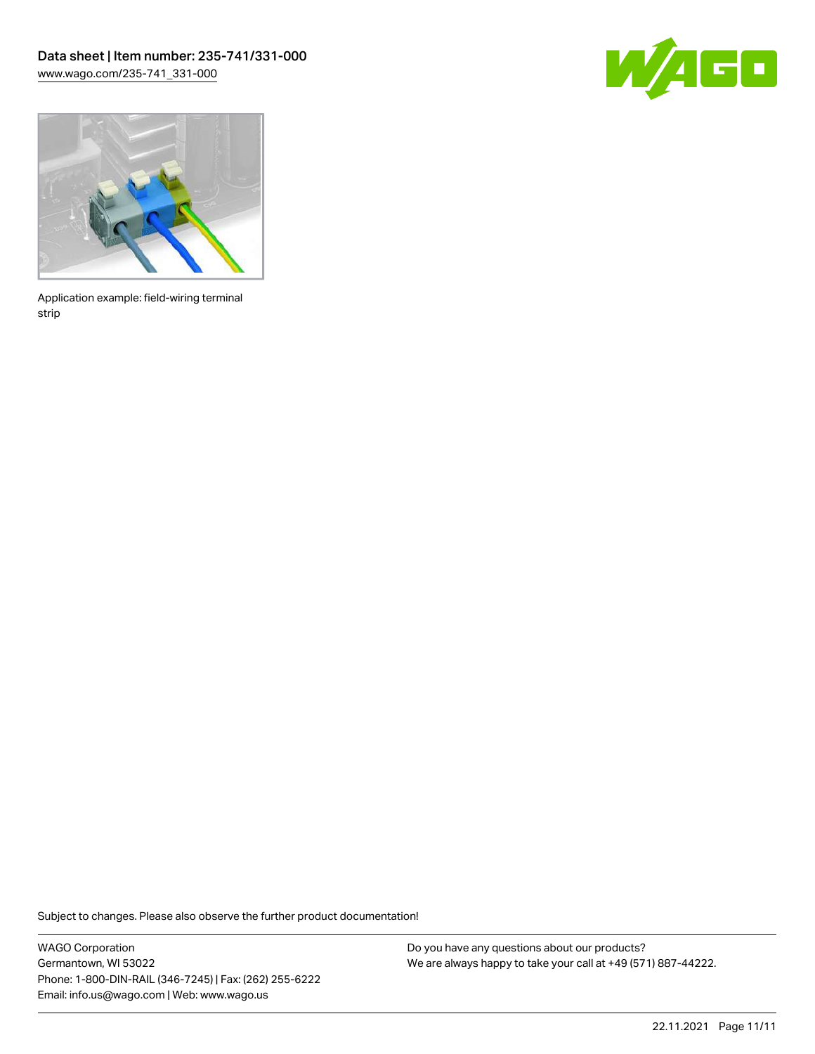Application example: field-wiring terminal strip

Subject to changes. Please also observe the further product documentation!

WAGO Corporation
Germantown, WI 53022
Phone: 1-800-DIN-RAIL (346-7245) | Fax: (262) 255-6222
Email: info.us@wago.com | Web: www.wago.us

Do you have any questions about our products?
We are always happy to take your call at +49 (571) 887-44222.